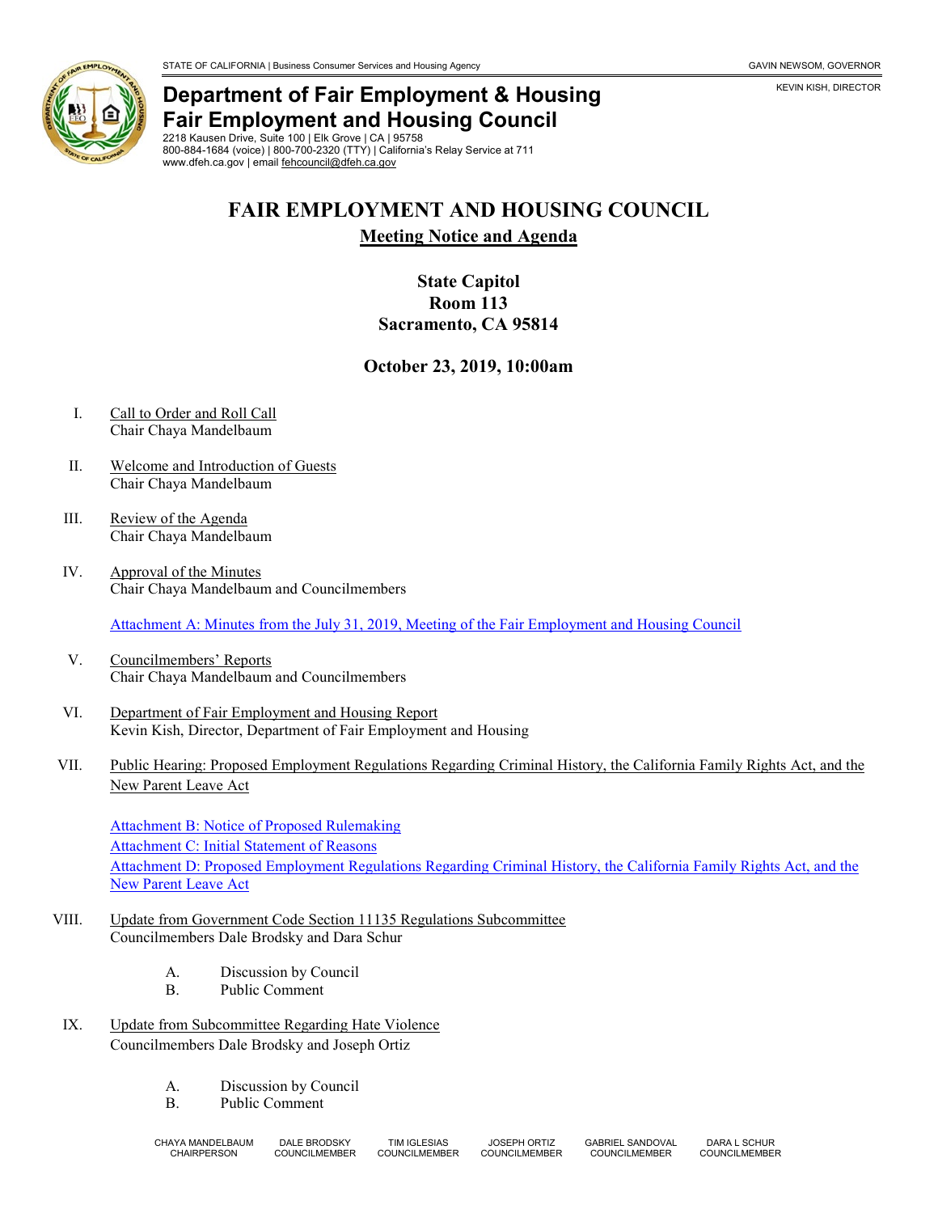STATE OF CALIFORNIA | Business Consumer Services and Housing Agency — GAVIN NEWSOM, GOVERNOR

KEVIN KISH, DIRECTOR

**Department of Fair Employment & Housing**
**Fair Employment and Housing Council**
2218 Kausen Drive, Suite 100 | Elk Grove | CA | 95758
800-884-1684 (voice) | 800-700-2320 (TTY) | California's Relay Service at 711
www.dfeh.ca.gov | email fehcouncil@dfeh.ca.gov

# FAIR EMPLOYMENT AND HOUSING COUNCIL

## Meeting Notice and Agenda

**State Capitol**
**Room 113**
**Sacramento, CA 95814**

**October 23, 2019, 10:00am**

I. Call to Order and Roll Call
Chair Chaya Mandelbaum

II. Welcome and Introduction of Guests
Chair Chaya Mandelbaum

III. Review of the Agenda
Chair Chaya Mandelbaum

IV. Approval of the Minutes
Chair Chaya Mandelbaum and Councilmembers

Attachment A: Minutes from the July 31, 2019, Meeting of the Fair Employment and Housing Council

V. Councilmembers' Reports
Chair Chaya Mandelbaum and Councilmembers

VI. Department of Fair Employment and Housing Report
Kevin Kish, Director, Department of Fair Employment and Housing

VII. Public Hearing: Proposed Employment Regulations Regarding Criminal History, the California Family Rights Act, and the New Parent Leave Act

Attachment B: Notice of Proposed Rulemaking
Attachment C: Initial Statement of Reasons
Attachment D: Proposed Employment Regulations Regarding Criminal History, the California Family Rights Act, and the New Parent Leave Act

VIII. Update from Government Code Section 11135 Regulations Subcommittee
Councilmembers Dale Brodsky and Dara Schur

A. Discussion by Council
B. Public Comment

IX. Update from Subcommittee Regarding Hate Violence
Councilmembers Dale Brodsky and Joseph Ortiz

A. Discussion by Council
B. Public Comment

CHAYA MANDELBAUM, CHAIRPERSON | DALE BRODSKY, COUNCILMEMBER | TIM IGLESIAS, COUNCILMEMBER | JOSEPH ORTIZ, COUNCILMEMBER | GABRIEL SANDOVAL, COUNCILMEMBER | DARA L SCHUR, COUNCILMEMBER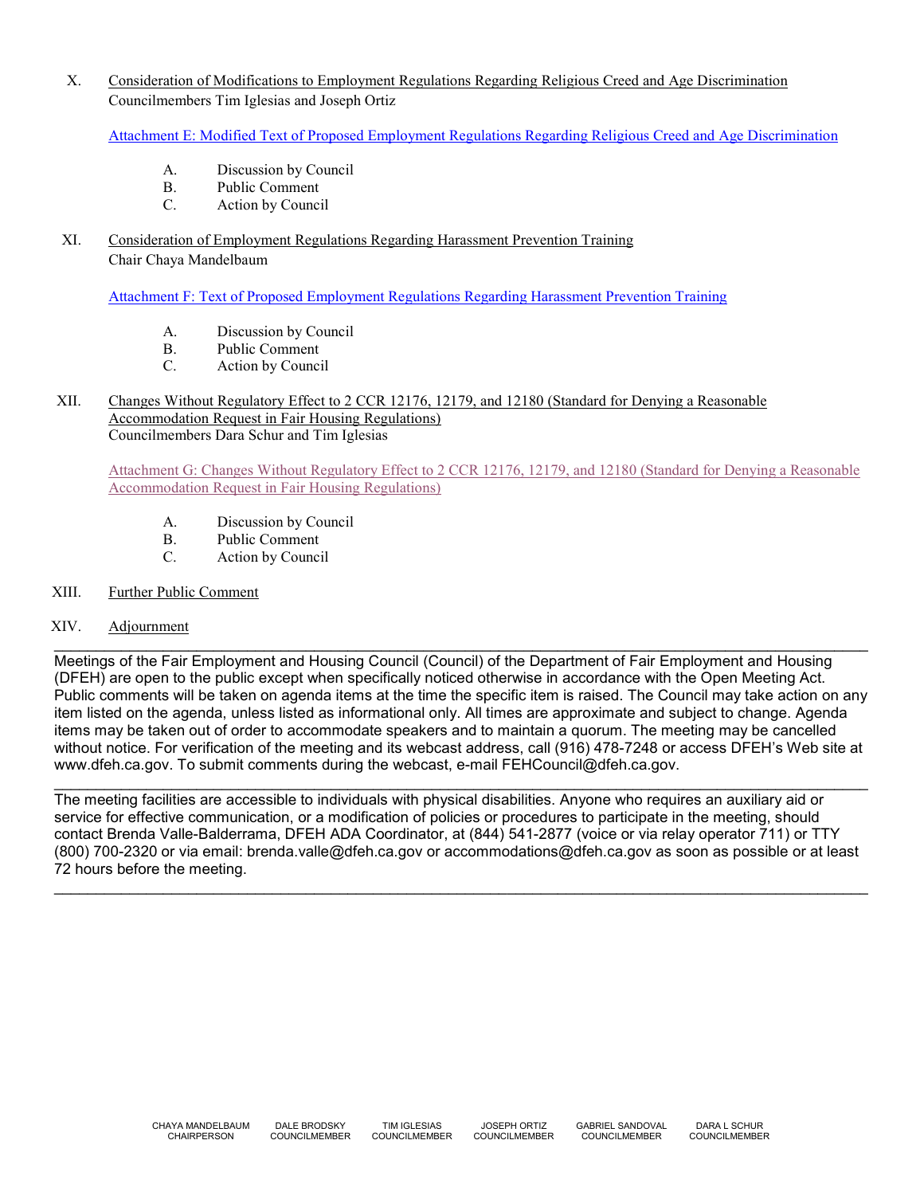X. Consideration of Modifications to Employment Regulations Regarding Religious Creed and Age Discrimination
Councilmembers Tim Iglesias and Joseph Ortiz

Attachment E: Modified Text of Proposed Employment Regulations Regarding Religious Creed and Age Discrimination

A. Discussion by Council
B. Public Comment
C. Action by Council

XI. Consideration of Employment Regulations Regarding Harassment Prevention Training
Chair Chaya Mandelbaum

Attachment F: Text of Proposed Employment Regulations Regarding Harassment Prevention Training

A. Discussion by Council
B. Public Comment
C. Action by Council

XII. Changes Without Regulatory Effect to 2 CCR 12176, 12179, and 12180 (Standard for Denying a Reasonable Accommodation Request in Fair Housing Regulations)
Councilmembers Dara Schur and Tim Iglesias

Attachment G: Changes Without Regulatory Effect to 2 CCR 12176, 12179, and 12180 (Standard for Denying a Reasonable Accommodation Request in Fair Housing Regulations)

A. Discussion by Council
B. Public Comment
C. Action by Council

XIII. Further Public Comment

XIV. Adjournment

---

Meetings of the Fair Employment and Housing Council (Council) of the Department of Fair Employment and Housing (DFEH) are open to the public except when specifically noticed otherwise in accordance with the Open Meeting Act. Public comments will be taken on agenda items at the time the specific item is raised. The Council may take action on any item listed on the agenda, unless listed as informational only. All times are approximate and subject to change. Agenda items may be taken out of order to accommodate speakers and to maintain a quorum. The meeting may be cancelled without notice. For verification of the meeting and its webcast address, call (916) 478-7248 or access DFEH's Web site at www.dfeh.ca.gov. To submit comments during the webcast, e-mail FEHCouncil@dfeh.ca.gov.

---

The meeting facilities are accessible to individuals with physical disabilities. Anyone who requires an auxiliary aid or service for effective communication, or a modification of policies or procedures to participate in the meeting, should contact Brenda Valle-Balderrama, DFEH ADA Coordinator, at (844) 541-2877 (voice or via relay operator 711) or TTY (800) 700-2320 or via email: brenda.valle@dfeh.ca.gov or accommodations@dfeh.ca.gov as soon as possible or at least 72 hours before the meeting.

---

CHAYA MANDELBAUM CHAIRPERSON | DALE BRODSKY COUNCILMEMBER | TIM IGLESIAS COUNCILMEMBER | JOSEPH ORTIZ COUNCILMEMBER | GABRIEL SANDOVAL COUNCILMEMBER | DARA L SCHUR COUNCILMEMBER